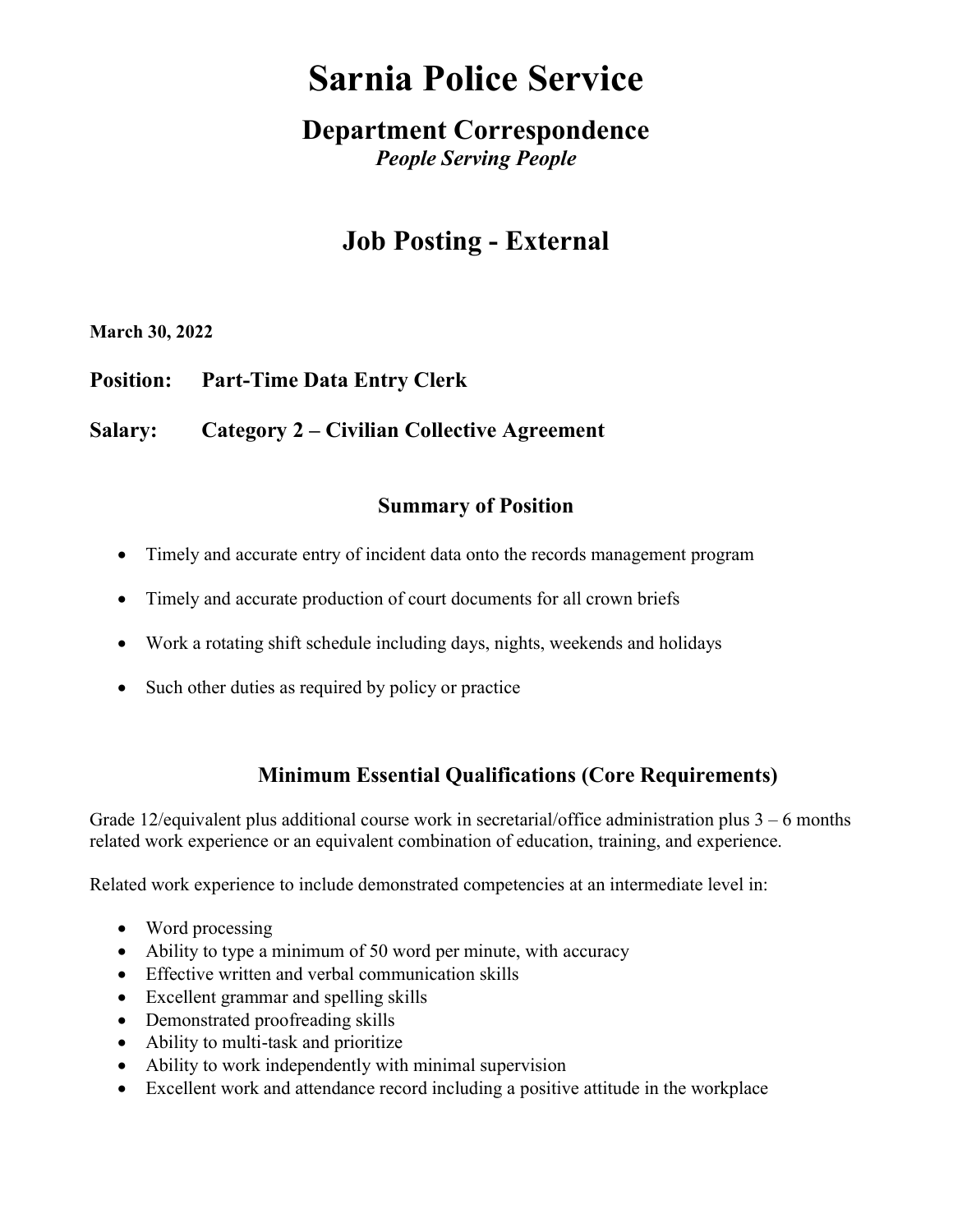# Sarnia Police Service

## Department Correspondence

*People Serving People*

## Job Posting - External

**March 30, 2022**

**Position: Part-Time Data Entry Clerk**

**Salary: Category 2 – Civilian Collective Agreement**

### Summary of Position

- Timely and accurate entry of incident data onto the records management program
- Timely and accurate production of court documents for all crown briefs
- Work a rotating shift schedule including days, nights, weekends and holidays
- Such other duties as required by policy or practice

### Minimum Essential Qualifications (Core Requirements)

Grade 12/equivalent plus additional course work in secretarial/office administration plus 3 – 6 months related work experience or an equivalent combination of education, training, and experience.

Related work experience to include demonstrated competencies at an intermediate level in:

- Word processing
- Ability to type a minimum of 50 word per minute, with accuracy
- Effective written and verbal communication skills
- Excellent grammar and spelling skills
- Demonstrated proofreading skills
- Ability to multi-task and prioritize
- Ability to work independently with minimal supervision
- Excellent work and attendance record including a positive attitude in the workplace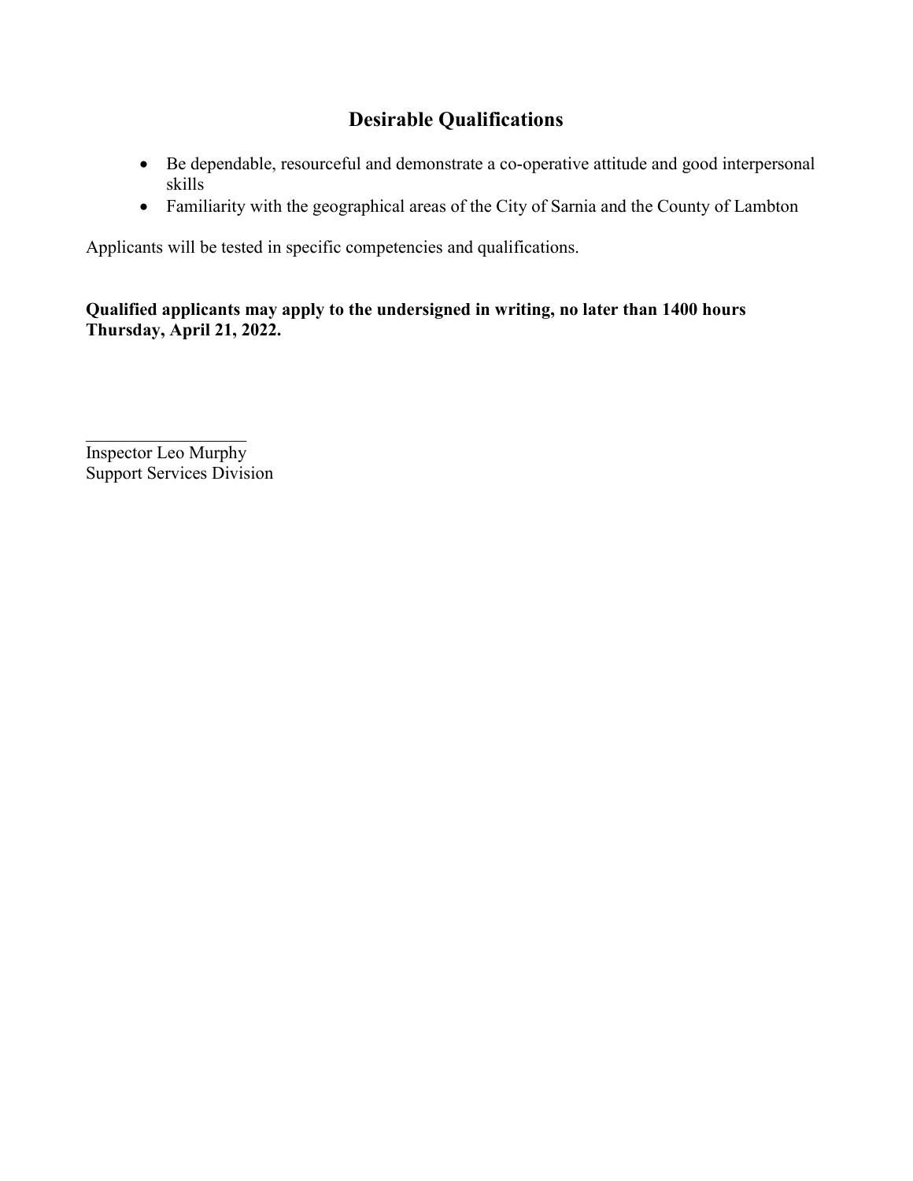## Desirable Qualifications

- Be dependable, resourceful and demonstrate a co-operative attitude and good interpersonal skills
- Familiarity with the geographical areas of the City of Sarnia and the County of Lambton

Applicants will be tested in specific competencies and qualifications.

**Qualified applicants may apply to the undersigned in writing, no later than 1400 hours Thursday, April 21, 2022.**

\_\_\_\_\_\_\_\_\_\_\_\_\_\_\_\_\_\_\_

Inspector Leo Murphy
Support Services Division